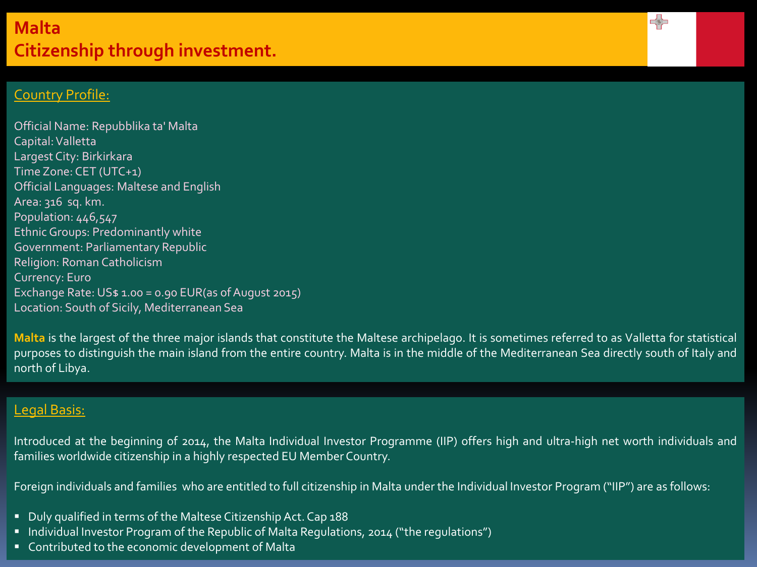# Malta
# Citizenship through investment.

## Country Profile:

Official Name: Repubblika ta' Malta
Capital: Valletta
Largest City: Birkirkara
Time Zone: CET (UTC+1)
Official Languages: Maltese and English
Area: 316 sq. km.
Population: 446,547
Ethnic Groups: Predominantly white
Government: Parliamentary Republic
Religion: Roman Catholicism
Currency: Euro
Exchange Rate: US$ 1.00 = 0.90 EUR(as of August 2015)
Location: South of Sicily, Mediterranean Sea

**Malta** is the largest of the three major islands that constitute the Maltese archipelago. It is sometimes referred to as Valletta for statistical purposes to distinguish the main island from the entire country. Malta is in the middle of the Mediterranean Sea directly south of Italy and north of Libya.

## Legal Basis:

Introduced at the beginning of 2014, the Malta Individual Investor Programme (IIP) offers high and ultra-high net worth individuals and families worldwide citizenship in a highly respected EU Member Country.

Foreign individuals and families who are entitled to full citizenship in Malta under the Individual Investor Program ("IIP") are as follows:

- Duly qualified in terms of the Maltese Citizenship Act. Cap 188
- Individual Investor Program of the Republic of Malta Regulations, 2014 ("the regulations")
- Contributed to the economic development of Malta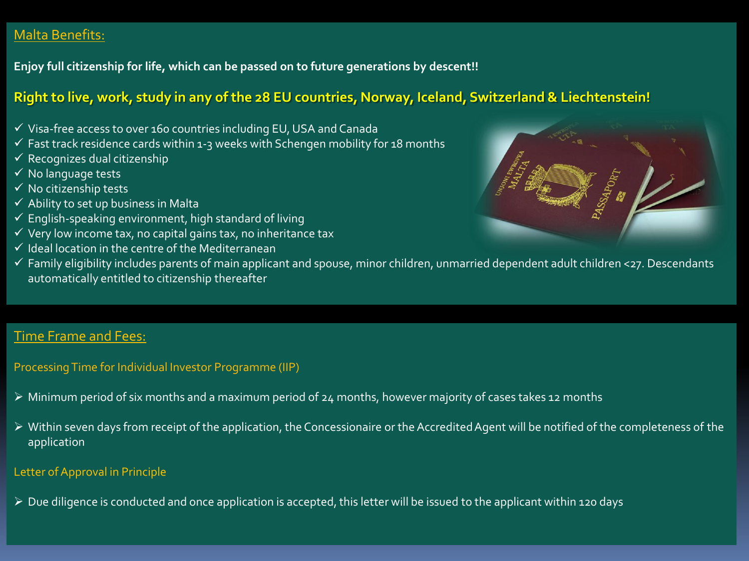## Malta Benefits:

**Enjoy full citizenship for life, which can be passed on to future generations by descent!!**

**Right to live, work, study in any of the 28 EU countries, Norway, Iceland, Switzerland & Liechtenstein!**

- ✓ Visa-free access to over 160 countries including EU, USA and Canada
- ✓ Fast track residence cards within 1-3 weeks with Schengen mobility for 18 months
- ✓ Recognizes dual citizenship
- ✓ No language tests
- ✓ No citizenship tests
- ✓ Ability to set up business in Malta
- ✓ English-speaking environment, high standard of living
- ✓ Very low income tax, no capital gains tax, no inheritance tax
- ✓ Ideal location in the centre of the Mediterranean
- ✓ Family eligibility includes parents of main applicant and spouse, minor children, unmarried dependent adult children <27. Descendants automatically entitled to citizenship thereafter

## Time Frame and Fees:

### Processing Time for Individual Investor Programme (IIP)

- Minimum period of six months and a maximum period of 24 months, however majority of cases takes 12 months
- Within seven days from receipt of the application, the Concessionaire or the Accredited Agent will be notified of the completeness of the application

### Letter of Approval in Principle

- Due diligence is conducted and once application is accepted, this letter will be issued to the applicant within 120 days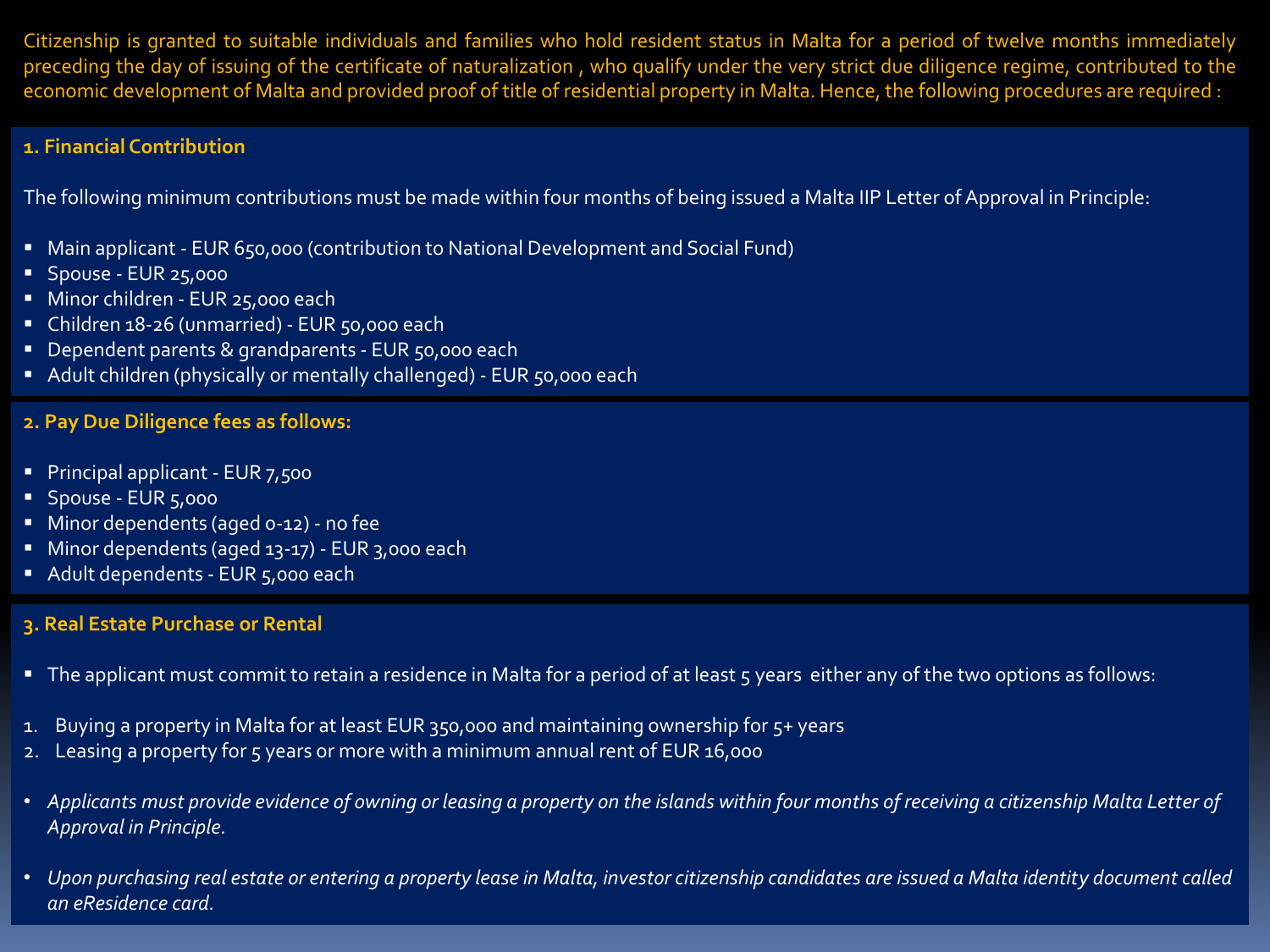Citizenship is granted to suitable individuals and families who hold resident status in Malta for a period of twelve months immediately preceding the day of issuing of the certificate of naturalization , who qualify under the very strict due diligence regime, contributed to the economic development of Malta and provided proof of title of residential property in Malta. Hence, the following procedures are required :

## 1. Financial Contribution

The following minimum contributions must be made within four months of being issued a Malta IIP Letter of Approval in Principle:

- Main applicant - EUR 650,000 (contribution to National Development and Social Fund)
- Spouse - EUR 25,000
- Minor children - EUR 25,000 each
- Children 18-26 (unmarried) - EUR 50,000 each
- Dependent parents & grandparents - EUR 50,000 each
- Adult children (physically or mentally challenged) - EUR 50,000 each

## 2. Pay Due Diligence fees as follows:

- Principal applicant - EUR 7,500
- Spouse - EUR 5,000
- Minor dependents (aged 0-12) - no fee
- Minor dependents (aged 13-17) - EUR 3,000 each
- Adult dependents - EUR 5,000 each

## 3. Real Estate Purchase or Rental

- The applicant must commit to retain a residence in Malta for a period of at least 5 years either any of the two options as follows:

1. Buying a property in Malta for at least EUR 350,000 and maintaining ownership for 5+ years
2. Leasing a property for 5 years or more with a minimum annual rent of EUR 16,000

- *Applicants must provide evidence of owning or leasing a property on the islands within four months of receiving a citizenship Malta Letter of Approval in Principle.*
- *Upon purchasing real estate or entering a property lease in Malta, investor citizenship candidates are issued a Malta identity document called an eResidence card.*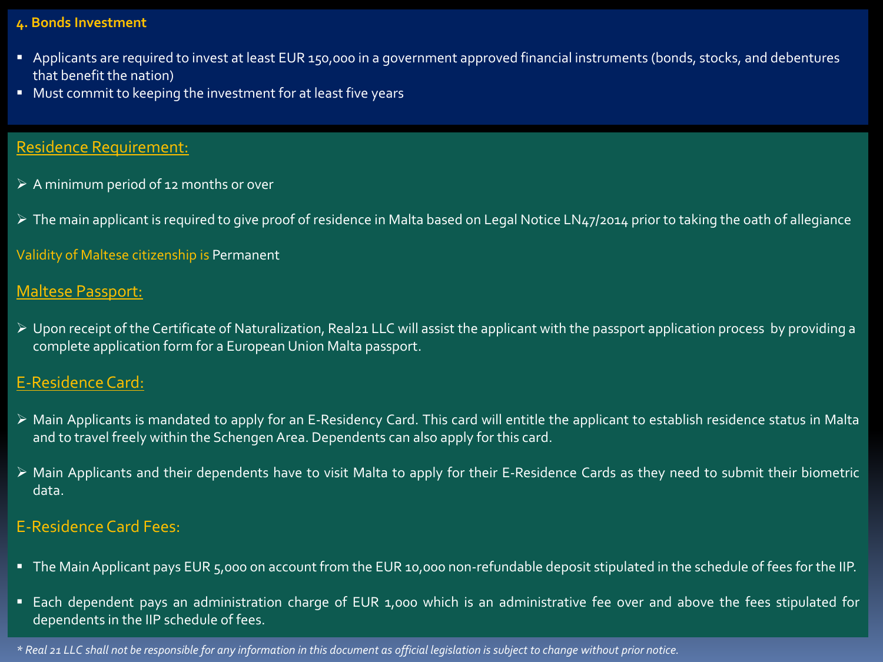### 4. Bonds Investment

- Applicants are required to invest at least EUR 150,000 in a government approved financial instruments (bonds, stocks, and debentures that benefit the nation)
- Must commit to keeping the investment for at least five years

### Residence Requirement:

- A minimum period of 12 months or over
- The main applicant is required to give proof of residence in Malta based on Legal Notice LN47/2014 prior to taking the oath of allegiance

Validity of Maltese citizenship is Permanent

### Maltese Passport:

- Upon receipt of the Certificate of Naturalization, Real21 LLC will assist the applicant with the passport application process by providing a complete application form for a European Union Malta passport.

### E-Residence Card:

- Main Applicants is mandated to apply for an E-Residency Card. This card will entitle the applicant to establish residence status in Malta and to travel freely within the Schengen Area. Dependents can also apply for this card.
- Main Applicants and their dependents have to visit Malta to apply for their E-Residence Cards as they need to submit their biometric data.

### E-Residence Card Fees:

- The Main Applicant pays EUR 5,000 on account from the EUR 10,000 non-refundable deposit stipulated in the schedule of fees for the IIP.
- Each dependent pays an administration charge of EUR 1,000 which is an administrative fee over and above the fees stipulated for dependents in the IIP schedule of fees.

*\* Real 21 LLC shall not be responsible for any information in this document as official legislation is subject to change without prior notice.*